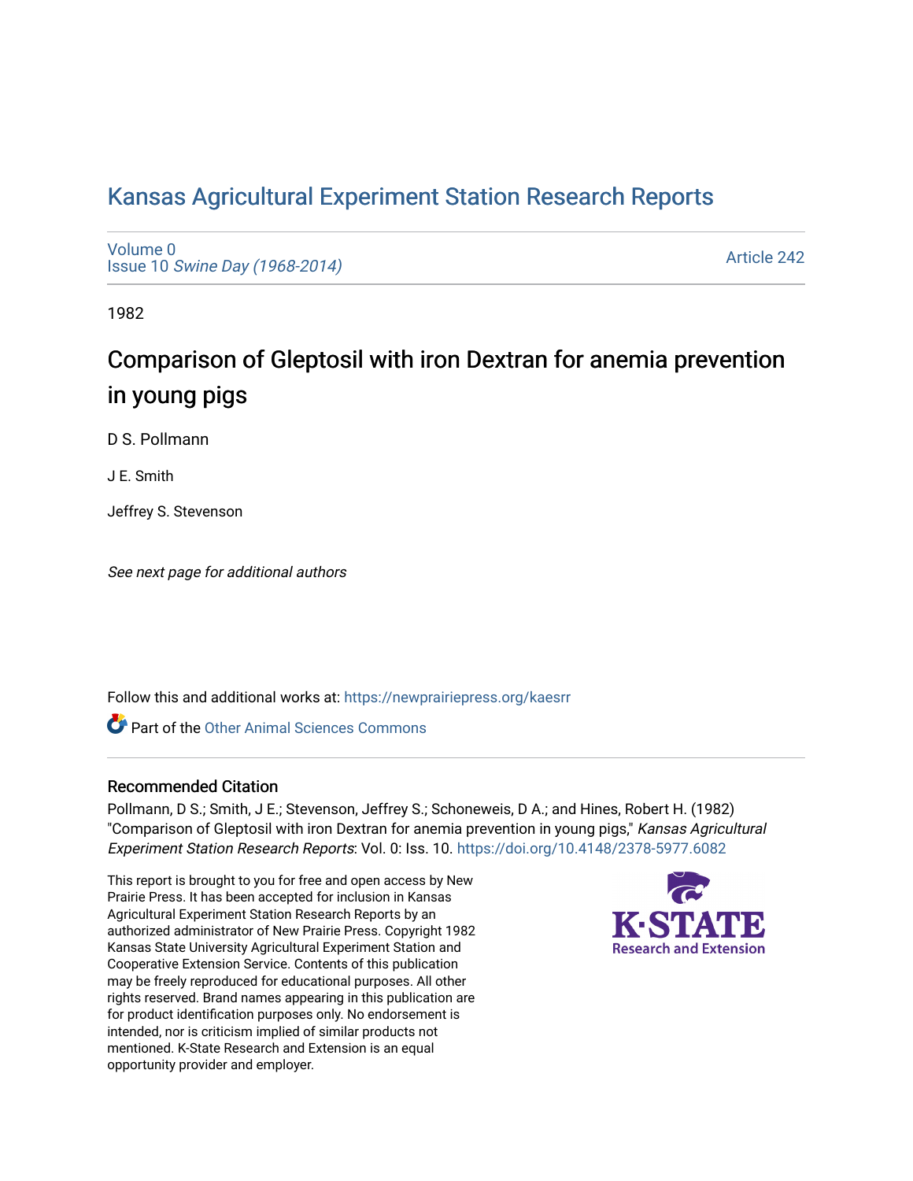# Kansas Agricultural Experiment Station Research Reports

Volume 0
Issue 10 *Swine Day (1968-2014)*

Article 242

1982

## Comparison of Gleptosil with iron Dextran for anemia prevention in young pigs

D S. Pollmann

J E. Smith

Jeffrey S. Stevenson

*See next page for additional authors*

Follow this and additional works at: https://newprairiepress.org/kaesrr

Part of the Other Animal Sciences Commons

### Recommended Citation

Pollmann, D S.; Smith, J E.; Stevenson, Jeffrey S.; Schoneweis, D A.; and Hines, Robert H. (1982) "Comparison of Gleptosil with iron Dextran for anemia prevention in young pigs," *Kansas Agricultural Experiment Station Research Reports*: Vol. 0: Iss. 10. https://doi.org/10.4148/2378-5977.6082

This report is brought to you for free and open access by New Prairie Press. It has been accepted for inclusion in Kansas Agricultural Experiment Station Research Reports by an authorized administrator of New Prairie Press. Copyright 1982 Kansas State University Agricultural Experiment Station and Cooperative Extension Service. Contents of this publication may be freely reproduced for educational purposes. All other rights reserved. Brand names appearing in this publication are for product identification purposes only. No endorsement is intended, nor is criticism implied of similar products not mentioned. K-State Research and Extension is an equal opportunity provider and employer.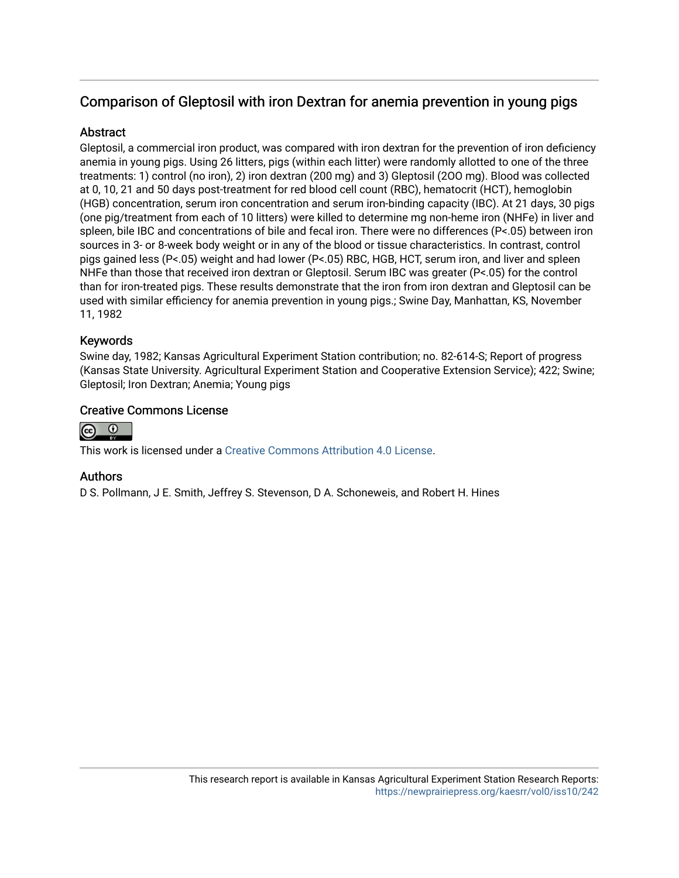## Comparison of Gleptosil with iron Dextran for anemia prevention in young pigs

### Abstract

Gleptosil, a commercial iron product, was compared with iron dextran for the prevention of iron deficiency anemia in young pigs. Using 26 litters, pigs (within each litter) were randomly allotted to one of the three treatments: 1) control (no iron), 2) iron dextran (200 mg) and 3) Gleptosil (2OO mg). Blood was collected at 0, 10, 21 and 50 days post-treatment for red blood cell count (RBC), hematocrit (HCT), hemoglobin (HGB) concentration, serum iron concentration and serum iron-binding capacity (IBC). At 21 days, 30 pigs (one pig/treatment from each of 10 litters) were killed to determine mg non-heme iron (NHFe) in liver and spleen, bile IBC and concentrations of bile and fecal iron. There were no differences ($P<.05$) between iron sources in 3- or 8-week body weight or in any of the blood or tissue characteristics. In contrast, control pigs gained less ($P<.05$) weight and had lower ($P<.05$) RBC, HGB, HCT, serum iron, and liver and spleen NHFe than those that received iron dextran or Gleptosil. Serum IBC was greater ($P<.05$) for the control than for iron-treated pigs. These results demonstrate that the iron from iron dextran and Gleptosil can be used with similar efficiency for anemia prevention in young pigs.; Swine Day, Manhattan, KS, November 11, 1982

### Keywords

Swine day, 1982; Kansas Agricultural Experiment Station contribution; no. 82-614-S; Report of progress (Kansas State University. Agricultural Experiment Station and Cooperative Extension Service); 422; Swine; Gleptosil; Iron Dextran; Anemia; Young pigs

### Creative Commons License

This work is licensed under a Creative Commons Attribution 4.0 License.

### Authors

D S. Pollmann, J E. Smith, Jeffrey S. Stevenson, D A. Schoneweis, and Robert H. Hines

This research report is available in Kansas Agricultural Experiment Station Research Reports: https://newprairiepress.org/kaesrr/vol0/iss10/242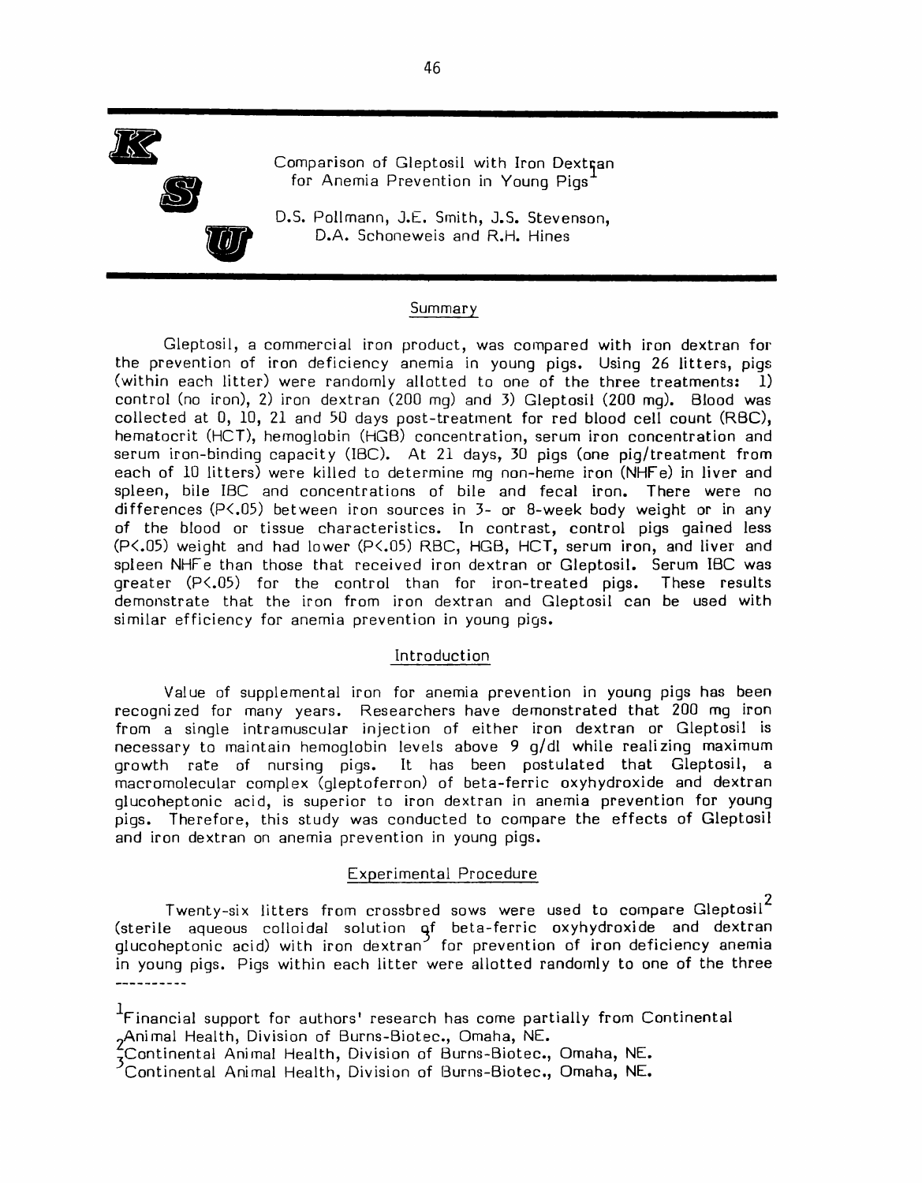# Comparison of Gleptosil with Iron Dextran for Anemia Prevention in Young Pigs[1]

D.S. Pollmann, J.E. Smith, J.S. Stevenson, D.A. Schoneweis and R.H. Hines

## Summary

Gleptosil, a commercial iron product, was compared with iron dextran for the prevention of iron deficiency anemia in young pigs. Using 26 litters, pigs (within each litter) were randomly allotted to one of the three treatments: 1) control (no iron), 2) iron dextran (200 mg) and 3) Gleptosil (200 mg). Blood was collected at 0, 10, 21 and 50 days post-treatment for red blood cell count (RBC), hematocrit (HCT), hemoglobin (HGB) concentration, serum iron concentration and serum iron-binding capacity (IBC). At 21 days, 30 pigs (one pig/treatment from each of 10 litters) were killed to determine mg non-heme iron (NHFe) in liver and spleen, bile IBC and concentrations of bile and fecal iron. There were no differences ($P<.05$) between iron sources in 3- or 8-week body weight or in any of the blood or tissue characteristics. In contrast, control pigs gained less ($P<.05$) weight and had lower ($P<.05$) RBC, HGB, HCT, serum iron, and liver and spleen NHFe than those that received iron dextran or Gleptosil. Serum IBC was greater ($P<.05$) for the control than for iron-treated pigs. These results demonstrate that the iron from iron dextran and Gleptosil can be used with similar efficiency for anemia prevention in young pigs.

## Introduction

Value of supplemental iron for anemia prevention in young pigs has been recognized for many years. Researchers have demonstrated that 200 mg iron from a single intramuscular injection of either iron dextran or Gleptosil is necessary to maintain hemoglobin levels above 9 g/dl while realizing maximum growth rate of nursing pigs. It has been postulated that Gleptosil, a macromolecular complex (gleptoferron) of beta-ferric oxyhydroxide and dextran glucoheptonic acid, is superior to iron dextran in anemia prevention for young pigs. Therefore, this study was conducted to compare the effects of Gleptosil and iron dextran on anemia prevention in young pigs.

## Experimental Procedure

Twenty-six litters from crossbred sows were used to compare Gleptosil[2] (sterile aqueous colloidal solution of beta-ferric oxyhydroxide and dextran glucoheptonic acid) with iron dextran[3] for prevention of iron deficiency anemia in young pigs. Pigs within each litter were allotted randomly to one of the three

----------

[1] Financial support for authors' research has come partially from Continental Animal Health, Division of Burns-Biotec., Omaha, NE.

[2] Continental Animal Health, Division of Burns-Biotec., Omaha, NE.

[3] Continental Animal Health, Division of Burns-Biotec., Omaha, NE.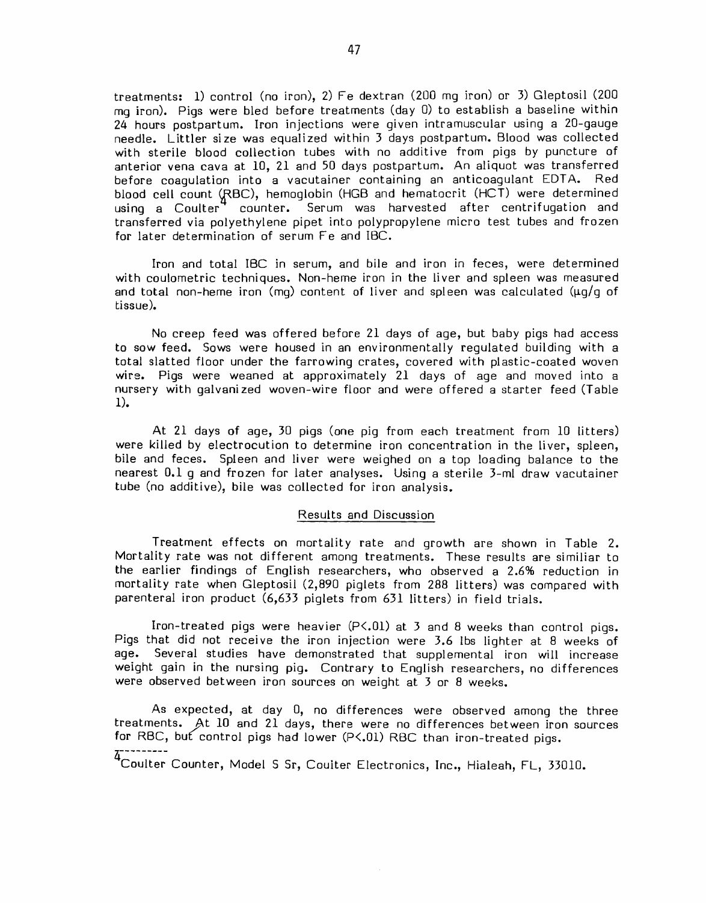treatments: 1) control (no iron), 2) Fe dextran (200 mg iron) or 3) Gleptosil (200 mg iron). Pigs were bled before treatments (day 0) to establish a baseline within 24 hours postpartum. Iron injections were given intramuscular using a 20-gauge needle. Littler size was equalized within 3 days postpartum. Blood was collected with sterile blood collection tubes with no additive from pigs by puncture of anterior vena cava at 10, 21 and 50 days postpartum. An aliquot was transferred before coagulation into a vacutainer containing an anticoagulant EDTA. Red blood cell count (RBC), hemoglobin (HGB and hematocrit (HCT) were determined using a Coulter[4] counter. Serum was harvested after centrifugation and transferred via polyethylene pipet into polypropylene micro test tubes and frozen for later determination of serum Fe and IBC.

Iron and total IBC in serum, and bile and iron in feces, were determined with coulometric techniques. Non-heme iron in the liver and spleen was measured and total non-heme iron (mg) content of liver and spleen was calculated (µg/g of tissue).

No creep feed was offered before 21 days of age, but baby pigs had access to sow feed. Sows were housed in an environmentally regulated building with a total slatted floor under the farrowing crates, covered with plastic-coated woven wire. Pigs were weaned at approximately 21 days of age and moved into a nursery with galvanized woven-wire floor and were offered a starter feed (Table 1).

At 21 days of age, 30 pigs (one pig from each treatment from 10 litters) were killed by electrocution to determine iron concentration in the liver, spleen, bile and feces. Spleen and liver were weighed on a top loading balance to the nearest 0.1 g and frozen for later analyses. Using a sterile 3-ml draw vacutainer tube (no additive), bile was collected for iron analysis.

## Results and Discussion

Treatment effects on mortality rate and growth are shown in Table 2. Mortality rate was not different among treatments. These results are similiar to the earlier findings of English researchers, who observed a 2.6% reduction in mortality rate when Gleptosil (2,890 piglets from 288 litters) was compared with parenteral iron product (6,633 piglets from 631 litters) in field trials.

Iron-treated pigs were heavier ($P<.01$) at 3 and 8 weeks than control pigs. Pigs that did not receive the iron injection were 3.6 lbs lighter at 8 weeks of age. Several studies have demonstrated that supplemental iron will increase weight gain in the nursing pig. Contrary to English researchers, no differences were observed between iron sources on weight at 3 or 8 weeks.

As expected, at day 0, no differences were observed among the three treatments. At 10 and 21 days, there were no differences between iron sources for RBC, but control pigs had lower ($P<.01$) RBC than iron-treated pigs.

---

[4] Coulter Counter, Model S Sr, Coulter Electronics, Inc., Hialeah, FL, 33010.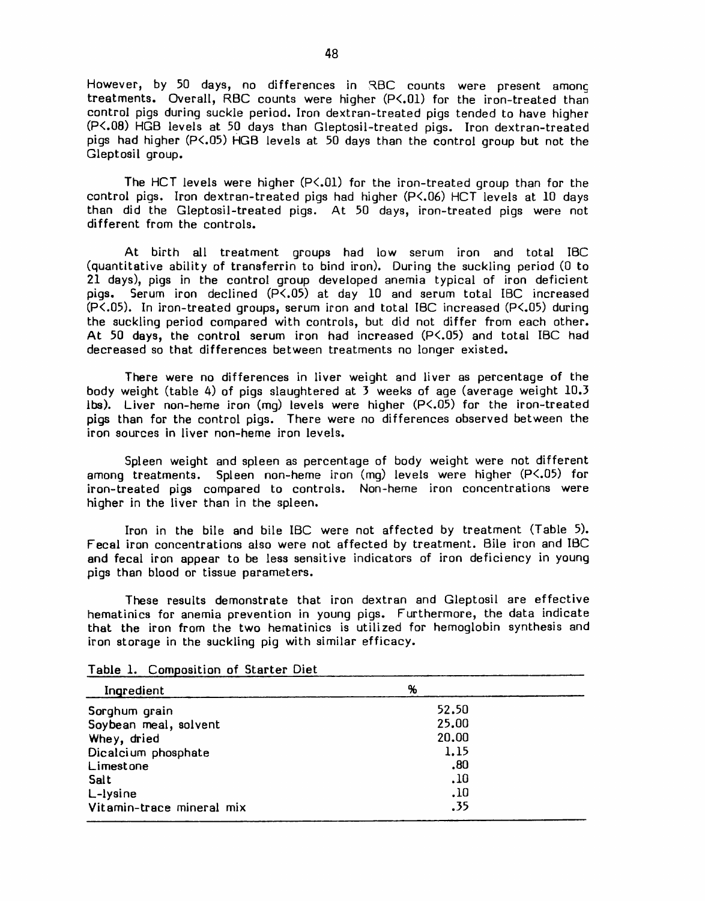However, by 50 days, no differences in RBC counts were present among treatments. Overall, RBC counts were higher ($P<.01$) for the iron-treated than control pigs during suckle period. Iron dextran-treated pigs tended to have higher ($P<.08$) HGB levels at 50 days than Gleptosil-treated pigs. Iron dextran-treated pigs had higher ($P<.05$) HGB levels at 50 days than the control group but not the Gleptosil group.

The HCT levels were higher ($P<.01$) for the iron-treated group than for the control pigs. Iron dextran-treated pigs had higher ($P<.06$) HCT levels at 10 days than did the Gleptosil-treated pigs. At 50 days, iron-treated pigs were not different from the controls.

At birth all treatment groups had low serum iron and total IBC (quantitative ability of transferrin to bind iron). During the suckling period (0 to 21 days), pigs in the control group developed anemia typical of iron deficient pigs. Serum iron declined ($P<.05$) at day 10 and serum total IBC increased ($P<.05$). In iron-treated groups, serum iron and total IBC increased ($P<.05$) during the suckling period compared with controls, but did not differ from each other. At 50 days, the control serum iron had increased ($P<.05$) and total IBC had decreased so that differences between treatments no longer existed.

There were no differences in liver weight and liver as percentage of the body weight (table 4) of pigs slaughtered at 3 weeks of age (average weight 10.3 lbs). Liver non-heme iron (mg) levels were higher ($P<.05$) for the iron-treated pigs than for the control pigs. There were no differences observed between the iron sources in liver non-heme iron levels.

Spleen weight and spleen as percentage of body weight were not different among treatments. Spleen non-heme iron (mg) levels were higher ($P<.05$) for iron-treated pigs compared to controls. Non-heme iron concentrations were higher in the liver than in the spleen.

Iron in the bile and bile IBC were not affected by treatment (Table 5). Fecal iron concentrations also were not affected by treatment. Bile iron and IBC and fecal iron appear to be less sensitive indicators of iron deficiency in young pigs than blood or tissue parameters.

These results demonstrate that iron dextran and Gleptosil are effective hematinics for anemia prevention in young pigs. Furthermore, the data indicate that the iron from the two hematinics is utilized for hemoglobin synthesis and iron storage in the suckling pig with similar efficacy.

Table 1. Composition of Starter Diet

| Ingredient | % |
|---|---|
| Sorghum grain | 52.50 |
| Soybean meal, solvent | 25.00 |
| Whey, dried | 20.00 |
| Dicalcium phosphate | 1.15 |
| Limestone | .80 |
| Salt | .10 |
| L-lysine | .10 |
| Vitamin-trace mineral mix | .35 |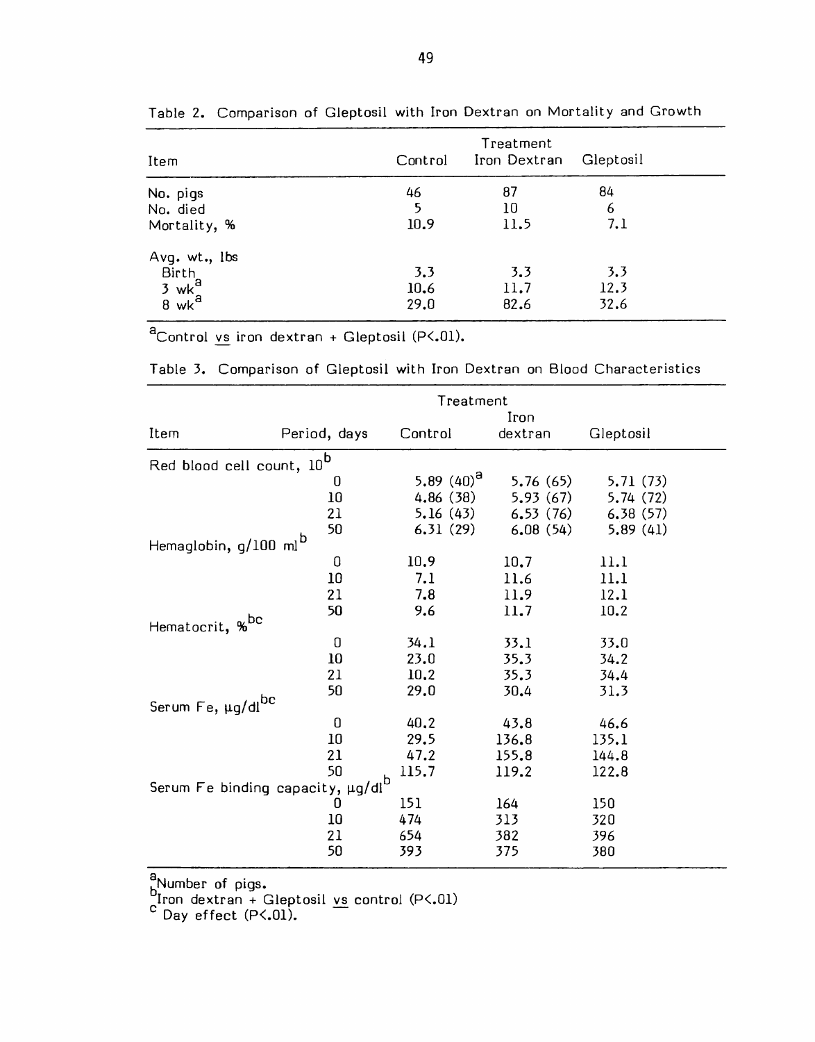Table 2. Comparison of Gleptosil with Iron Dextran on Mortality and Growth

| Item | Control | Iron Dextran | Gleptosil |
|---|---|---|---|
| No. pigs | 46 | 87 | 84 |
| No. died | 5 | 10 | 6 |
| Mortality, % | 10.9 | 11.5 | 7.1 |
| Avg. wt., lbs | | | |
| Birth | 3.3 | 3.3 | 3.3 |
| 3 wk[a] | 10.6 | 11.7 | 12.3 |
| 8 wk[a] | 29.0 | 82.6 | 32.6 |

[a]Control vs iron dextran + Gleptosil ($P<.01$).

Table 3. Comparison of Gleptosil with Iron Dextran on Blood Characteristics

| Item | Period, days | Control | Iron dextran | Gleptosil |
|---|---|---|---|---|
| Red blood cell count, $10^6$ [b] | | | | |
| | 0 | 5.89 (40)[a] | 5.76 (65) | 5.71 (73) |
| | 10 | 4.86 (38) | 5.93 (67) | 5.74 (72) |
| | 21 | 5.16 (43) | 6.53 (76) | 6.38 (57) |
| | 50 | 6.31 (29) | 6.08 (54) | 5.89 (41) |
| Hemaglobin, g/100 ml[b] | | | | |
| | 0 | 10.9 | 10.7 | 11.1 |
| | 10 | 7.1 | 11.6 | 11.1 |
| | 21 | 7.8 | 11.9 | 12.1 |
| | 50 | 9.6 | 11.7 | 10.2 |
| Hematocrit, %[bc] | | | | |
| | 0 | 34.1 | 33.1 | 33.0 |
| | 10 | 23.0 | 35.3 | 34.2 |
| | 21 | 10.2 | 35.3 | 34.4 |
| | 50 | 29.0 | 30.4 | 31.3 |
| Serum Fe, µg/dl[bc] | | | | |
| | 0 | 40.2 | 43.8 | 46.6 |
| | 10 | 29.5 | 136.8 | 135.1 |
| | 21 | 47.2 | 155.8 | 144.8 |
| | 50 | 115.7 | 119.2 | 122.8 |
| Serum Fe binding capacity, µg/dl[b] | | | | |
| | 0 | 151 | 164 | 150 |
| | 10 | 474 | 313 | 320 |
| | 21 | 654 | 382 | 396 |
| | 50 | 393 | 375 | 380 |

[a]Number of pigs.
[b]Iron dextran + Gleptosil vs control ($P<.01$)
[c]Day effect ($P<.01$).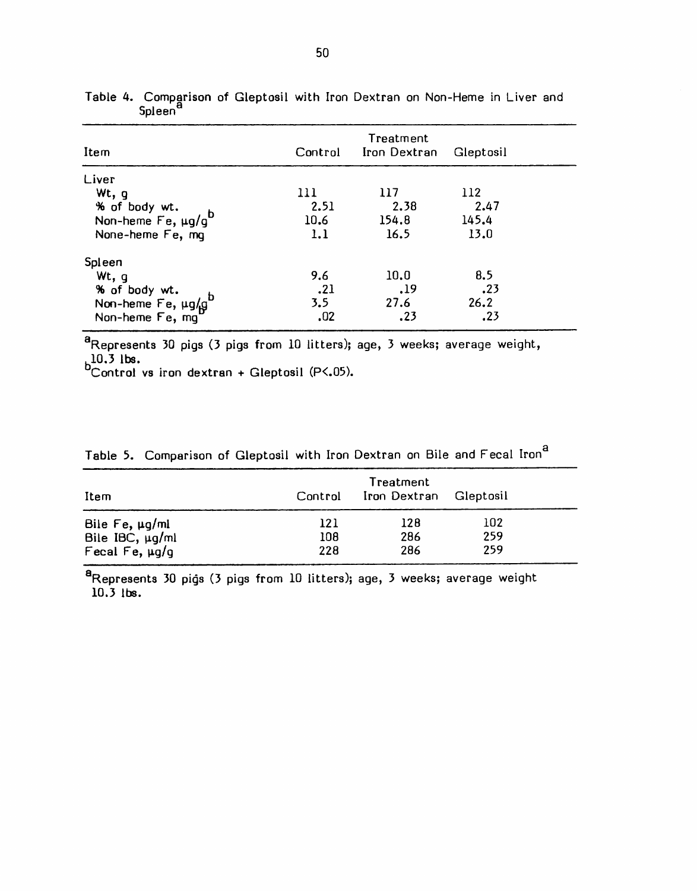Table 4. Comparison of Gleptosil with Iron Dextran on Non-Heme in Liver and Spleen[a]

| Item | Control | Treatment<br>Iron Dextran | Gleptosil |
|---|---|---|---|
| Liver | | | |
| Wt, g | 111 | 117 | 112 |
| % of body wt. | 2.51 | 2.38 | 2.47 |
| Non-heme Fe, μg/g[b] | 10.6 | 154.8 | 145.4 |
| None-heme Fe, mg | 1.1 | 16.5 | 13.0 |
| Spleen | | | |
| Wt, g | 9.6 | 10.0 | 8.5 |
| % of body wt. | .21 | .19 | .23 |
| Non-heme Fe, μg/g[b] | 3.5 | 27.6 | 26.2 |
| Non-heme Fe, mg[b] | .02 | .23 | .23 |

[a]Represents 30 pigs (3 pigs from 10 litters); age, 3 weeks; average weight, 10.3 lbs.
[b]Control vs iron dextran + Gleptosil ($P<.05$).

Table 5. Comparison of Gleptosil with Iron Dextran on Bile and Fecal Iron[a]

| Item | Control | Treatment<br>Iron Dextran | Gleptosil |
|---|---|---|---|
| Bile Fe, μg/ml | 121 | 128 | 102 |
| Bile IBC, μg/ml | 108 | 286 | 259 |
| Fecal Fe, μg/g | 228 | 286 | 259 |

[a]Represents 30 pigs (3 pigs from 10 litters); age, 3 weeks; average weight 10.3 lbs.